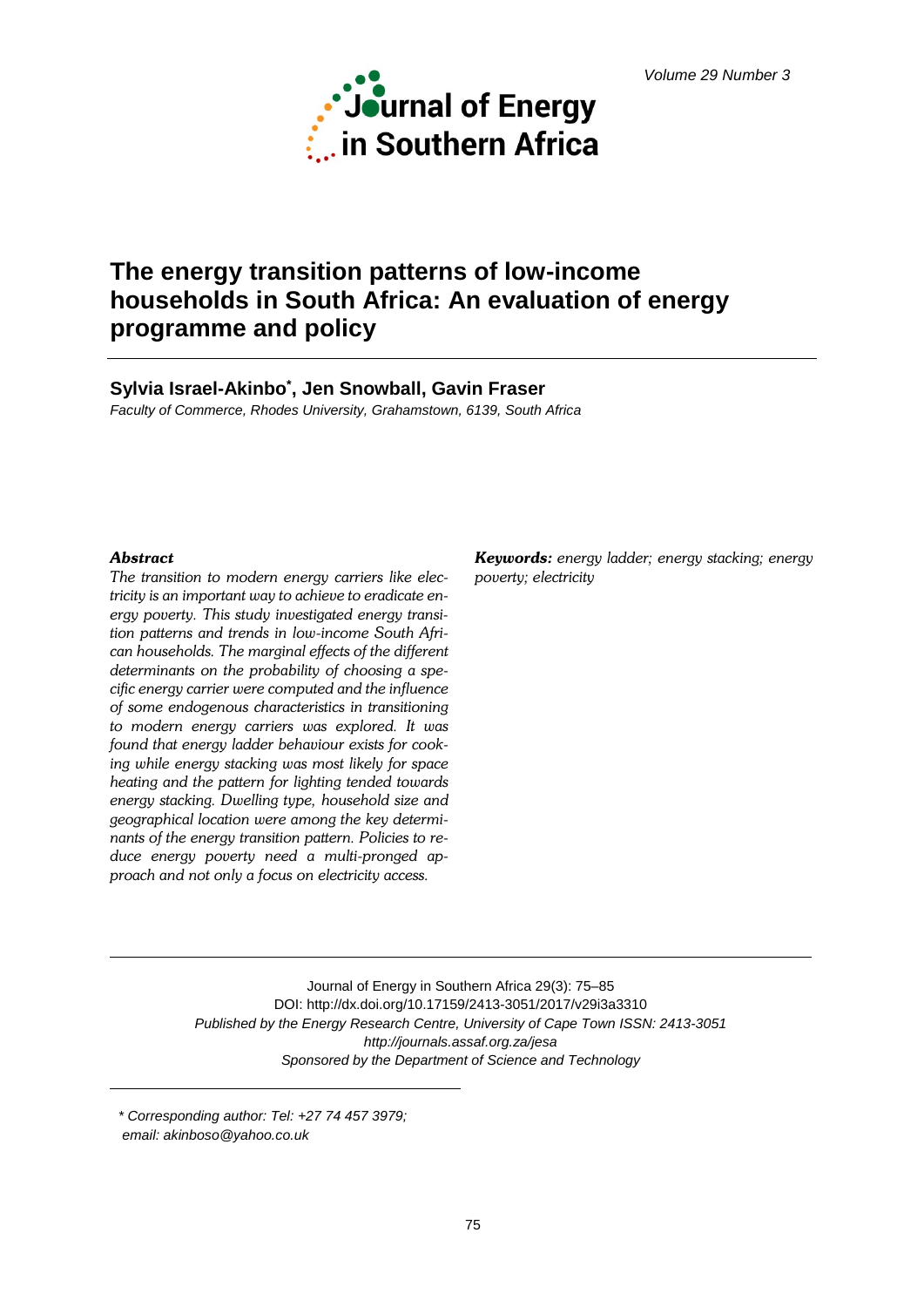# The energy transition patterns of low-income households in South Africa: An evaluation of energy programme and policy

**Sylvia Israel-Akinbo*, Jen Snowball, Gavin Fraser**

*Faculty of Commerce, Rhodes University, Grahamstown, 6139, South Africa*

***Abstract***

*The transition to modern energy carriers like electricity is an important way to achieve to eradicate energy poverty. This study investigated energy transition patterns and trends in low-income South African households. The marginal effects of the different determinants on the probability of choosing a specific energy carrier were computed and the influence of some endogenous characteristics in transitioning to modern energy carriers was explored. It was found that energy ladder behaviour exists for cooking while energy stacking was most likely for space heating and the pattern for lighting tended towards energy stacking. Dwelling type, household size and geographical location were among the key determinants of the energy transition pattern. Policies to reduce energy poverty need a multi-pronged approach and not only a focus on electricity access.*

***Keywords:*** *energy ladder; energy stacking; energy poverty; electricity*

Journal of Energy in Southern Africa 29(3): 75–85
DOI: http://dx.doi.org/10.17159/2413-3051/2017/v29i3a3310
*Published by the Energy Research Centre, University of Cape Town ISSN: 2413-3051*
*http://journals.assaf.org.za/jesa*
*Sponsored by the Department of Science and Technology*

*\* Corresponding author: Tel: +27 74 457 3979; email: akinboso@yahoo.co.uk*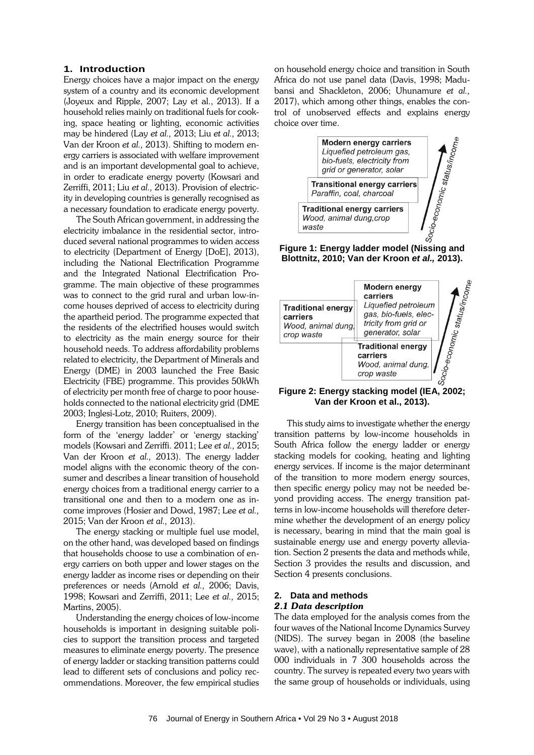## 1. Introduction

Energy choices have a major impact on the energy system of a country and its economic development (Joyeux and Ripple, 2007; Lay et al., 2013). If a household relies mainly on traditional fuels for cooking, space heating or lighting, economic activities may be hindered (Lay *et al.,* 2013; Liu *et al.,* 2013; Van der Kroon *et al.,* 2013). Shifting to modern energy carriers is associated with welfare improvement and is an important developmental goal to achieve, in order to eradicate energy poverty (Kowsari and Zerriffi, 2011; Liu *et al.,* 2013). Provision of electricity in developing countries is generally recognised as a necessary foundation to eradicate energy poverty.

The South African government, in addressing the electricity imbalance in the residential sector, introduced several national programmes to widen access to electricity (Department of Energy [DoE], 2013), including the National Electrification Programme and the Integrated National Electrification Programme. The main objective of these programmes was to connect to the grid rural and urban low-income houses deprived of access to electricity during the apartheid period. The programme expected that the residents of the electrified houses would switch to electricity as the main energy source for their household needs. To address affordability problems related to electricity, the Department of Minerals and Energy (DME) in 2003 launched the Free Basic Electricity (FBE) programme. This provides 50kWh of electricity per month free of charge to poor households connected to the national electricity grid (DME 2003; Inglesi-Lotz, 2010; Ruiters, 2009).

Energy transition has been conceptualised in the form of the 'energy ladder' or 'energy stacking' models (Kowsari and Zerriffi. 2011; Lee *et al.,* 2015; Van der Kroon *et al.,* 2013). The energy ladder model aligns with the economic theory of the consumer and describes a linear transition of household energy choices from a traditional energy carrier to a transitional one and then to a modern one as income improves (Hosier and Dowd, 1987; Lee *et al.,* 2015; Van der Kroon *et al.,* 2013).

The energy stacking or multiple fuel use model, on the other hand, was developed based on findings that households choose to use a combination of energy carriers on both upper and lower stages on the energy ladder as income rises or depending on their preferences or needs (Arnold *et al.,* 2006; Davis, 1998; Kowsari and Zerriffi, 2011; Lee *et al.,* 2015; Martins, 2005).

Understanding the energy choices of low-income households is important in designing suitable policies to support the transition process and targeted measures to eliminate energy poverty. The presence of energy ladder or stacking transition patterns could lead to different sets of conclusions and policy recommendations. Moreover, the few empirical studies on household energy choice and transition in South Africa do not use panel data (Davis, 1998; Madubansi and Shackleton, 2006; Uhunamure *et al.,* 2017), which among other things, enables the control of unobserved effects and explains energy choice over time.

**Modern energy carriers**
*Liquefied petroleum gas, bio-fuels, electricity from grid or generator, solar*

**Transitional energy carriers**
*Paraffin, coal, charcoal*

**Traditional energy carriers**
*Wood, animal dung, crop waste*

*Socio-economic status/income*

**Figure 1: Energy ladder model (Nissing and Blottnitz, 2010; Van der Kroon *et al.,* 2013).**

**Traditional energy carriers**
*Wood, animal dung, crop waste*

**Modern energy carriers**
*Liquefied petroleum gas, bio-fuels, electricity from grid or generator, solar*

**Traditional energy carriers**
*Wood, animal dung, crop waste*

*Socio-economic status/income*

**Figure 2: Energy stacking model (IEA, 2002; Van der Kroon et al., 2013).**

This study aims to investigate whether the energy transition patterns by low-income households in South Africa follow the energy ladder or energy stacking models for cooking, heating and lighting energy services. If income is the major determinant of the transition to more modern energy sources, then specific energy policy may not be needed beyond providing access. The energy transition patterns in low-income households will therefore determine whether the development of an energy policy is necessary, bearing in mind that the main goal is sustainable energy use and energy poverty alleviation. Section 2 presents the data and methods while, Section 3 provides the results and discussion, and Section 4 presents conclusions.

## 2. Data and methods

### *2.1 Data description*

The data employed for the analysis comes from the four waves of the National Income Dynamics Survey (NIDS). The survey began in 2008 (the baseline wave), with a nationally representative sample of 28 000 individuals in 7 300 households across the country. The survey is repeated every two years with the same group of households or individuals, using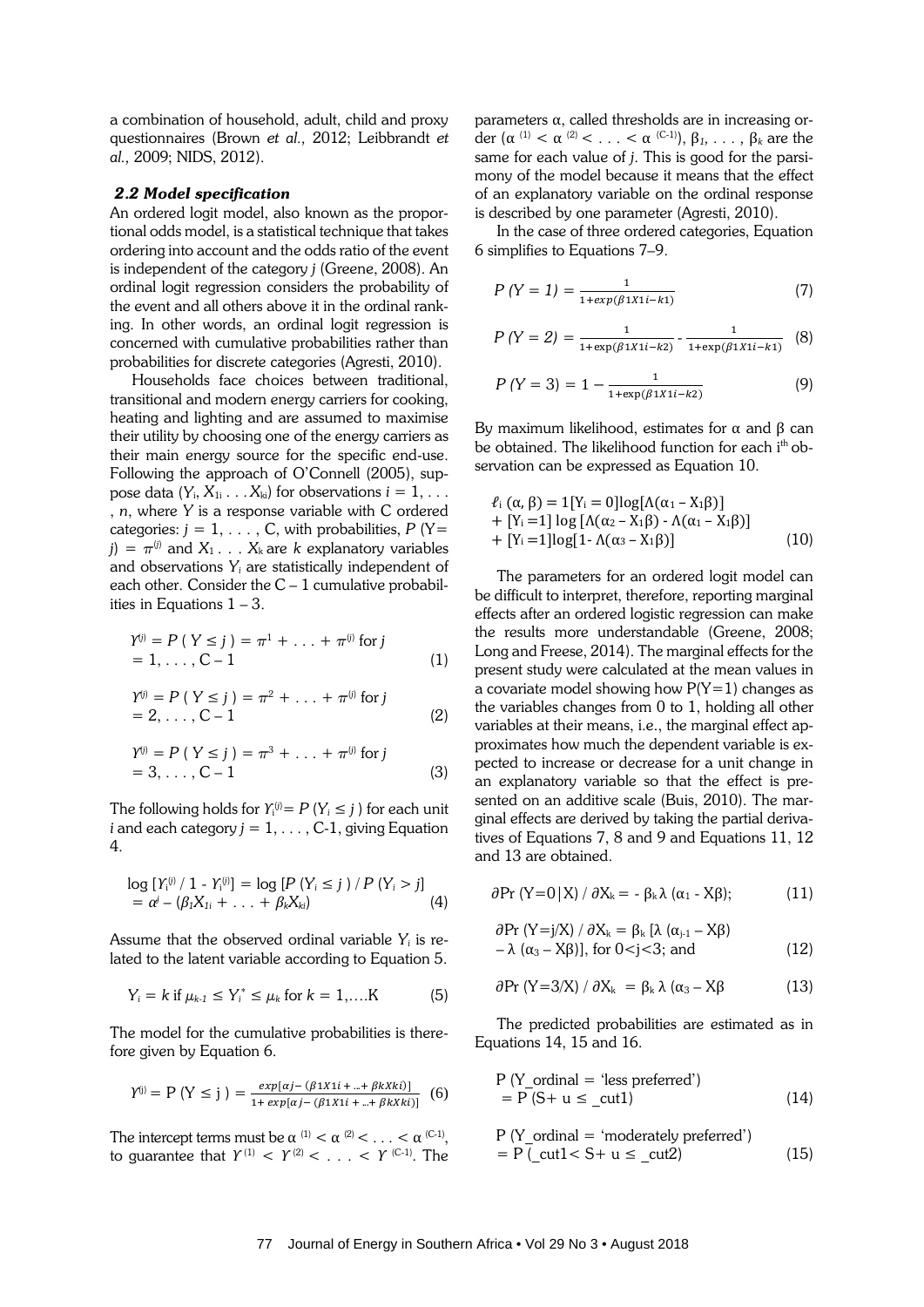a combination of household, adult, child and proxy questionnaires (Brown *et al.,* 2012; Leibbrandt *et al.,* 2009; NIDS, 2012).

### *2.2 Model specification*

An ordered logit model, also known as the proportional odds model, is a statistical technique that takes ordering into account and the odds ratio of the event is independent of the category *j* (Greene, 2008). An ordinal logit regression considers the probability of the event and all others above it in the ordinal ranking. In other words, an ordinal logit regression is concerned with cumulative probabilities rather than probabilities for discrete categories (Agresti, 2010).

Households face choices between traditional, transitional and modern energy carriers for cooking, heating and lighting and are assumed to maximise their utility by choosing one of the energy carriers as their main energy source for the specific end-use. Following the approach of O'Connell (2005), suppose data ($Y_i$, $X_{1i} \ldots X_{ki}$) for observations $i = 1, \ldots, n$, where $Y$ is a response variable with C ordered categories: $j = 1, \ldots, C$, with probabilities, $P(Y = j) = \pi^{(j)}$ and $X_1 \ldots X_k$ are $k$ explanatory variables and observations $Y_i$ are statistically independent of each other. Consider the C – 1 cumulative probabilities in Equations 1 – 3.

$$Y^{(j)} = P(Y \leq j) = \pi^1 + \ldots + \pi^{(j)} \text{ for } j = 1, \ldots, C-1 \quad (1)$$

$$Y^{(j)} = P(Y \leq j) = \pi^2 + \ldots + \pi^{(j)} \text{ for } j = 2, \ldots, C-1 \quad (2)$$

$$Y^{(j)} = P(Y \leq j) = \pi^3 + \ldots + \pi^{(j)} \text{ for } j = 3, \ldots, C-1 \quad (3)$$

The following holds for $Y_i^{(j)} = P(Y_i \leq j)$ for each unit $i$ and each category $j = 1, \ldots, C-1$, giving Equation 4.

$$\log [Y_i^{(j)} / 1 - Y_i^{(j)}] = \log [P(Y_i \leq j) / P(Y_i > j)] = \alpha^j - (\beta_1 X_{1i} + \ldots + \beta_k X_{ki}) \quad (4)$$

Assume that the observed ordinal variable $Y_i$ is related to the latent variable according to Equation 5.

$$Y_i = k \text{ if } \mu_{k-1} \leq Y_i^* \leq \mu_k \text{ for } k = 1, \ldots K \quad (5)$$

The model for the cumulative probabilities is therefore given by Equation 6.

$$Y^{(j)} = P(Y \leq j) = \frac{exp[\alpha j - (\beta 1 X1i + \ldots + \beta k Xki)]}{1 + exp[\alpha j - (\beta 1 X1i + \ldots + \beta k Xki)]} \quad (6)$$

The intercept terms must be $\alpha^{(1)} < \alpha^{(2)} < \ldots < \alpha^{(C-1)}$, to guarantee that $Y^{(1)} < Y^{(2)} < \ldots < Y^{(C-1)}$. The parameters α, called thresholds are in increasing order ($\alpha^{(1)} < \alpha^{(2)} < \ldots < \alpha^{(C-1)}$), $\beta_1, \ldots, \beta_k$ are the same for each value of *j*. This is good for the parsimony of the model because it means that the effect of an explanatory variable on the ordinal response is described by one parameter (Agresti, 2010).

In the case of three ordered categories, Equation 6 simplifies to Equations 7–9.

$$P(Y = 1) = \frac{1}{1 + exp(\beta 1 X1i - k1)} \quad (7)$$

$$P(Y = 2) = \frac{1}{1 + \exp(\beta 1 X1i - k2)} - \frac{1}{1 + \exp(\beta 1 X1i - k1)} \quad (8)$$

$$P(Y = 3) = 1 - \frac{1}{1 + \exp(\beta 1 X1i - k2)} \quad (9)$$

By maximum likelihood, estimates for α and β can be obtained. The likelihood function for each i[th] observation can be expressed as Equation 10.

$$\ell_i(\alpha, \beta) = 1[Y_i = 0]\log[\Lambda(\alpha_1 - X_1\beta)] + [Y_i = 1]\log[\Lambda(\alpha_2 - X_1\beta) - \Lambda(\alpha_1 - X_1\beta)] + [Y_i = 1]\log[1 - \Lambda(\alpha_3 - X_1\beta)] \quad (10)$$

The parameters for an ordered logit model can be difficult to interpret, therefore, reporting marginal effects after an ordered logistic regression can make the results more understandable (Greene, 2008; Long and Freese, 2014). The marginal effects for the present study were calculated at the mean values in a covariate model showing how P(Y=1) changes as the variables changes from 0 to 1, holding all other variables at their means, i.e., the marginal effect approximates how much the dependent variable is expected to increase or decrease for a unit change in an explanatory variable so that the effect is presented on an additive scale (Buis, 2010). The marginal effects are derived by taking the partial derivatives of Equations 7, 8 and 9 and Equations 11, 12 and 13 are obtained.

$$\partial \Pr(Y=0|X) / \partial X_k = -\beta_k \lambda(\alpha_1 - X\beta); \quad (11)$$

$$\partial \Pr(Y=j/X) / \partial X_k = \beta_k [\lambda(\alpha_{j-1} - X\beta) - \lambda(\alpha_3 - X\beta)], \text{ for } 0<j<3; \text{ and} \quad (12)$$

$$\partial \Pr(Y=3/X) / \partial X_k = \beta_k \lambda(\alpha_3 - X\beta \quad (13)$$

The predicted probabilities are estimated as in Equations 14, 15 and 16.

$$P(Y\_ordinal = \text{'less preferred'}) = P(S + u \leq \_cut1) \quad (14)$$

$$P(Y\_ordinal = \text{'moderately preferred'}) = P(\_cut1 < S + u \leq \_cut2) \quad (15)$$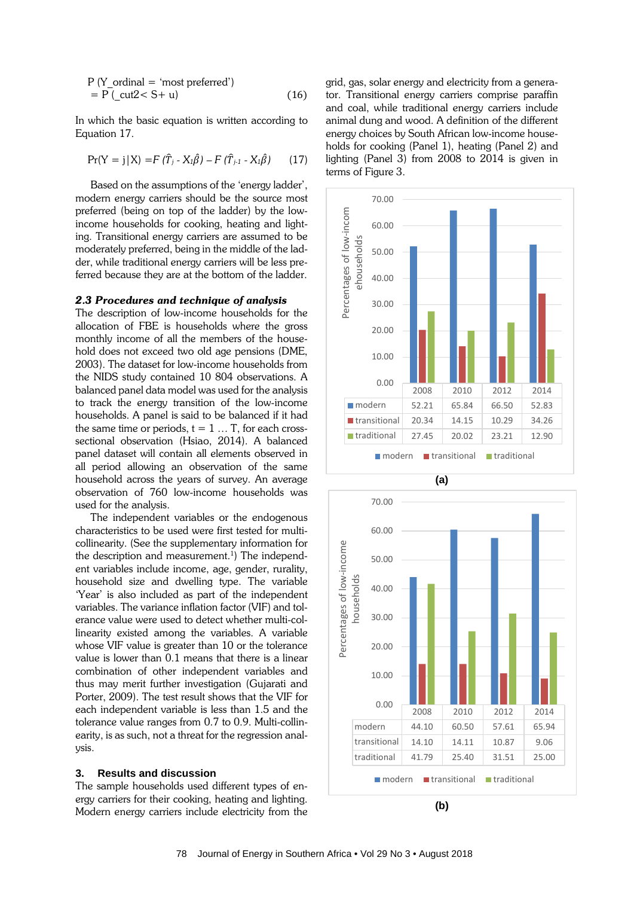$$\text{P (Y\_ordinal = 'most preferred')} = \text{P (\_cut2< S+ u)} \quad (16)$$

In which the basic equation is written according to Equation 17.

$$\Pr(Y = j|X) = F(\hat{T}_j - X_1\hat{\beta}) - F(\hat{T}_{j-1} - X_1\hat{\beta}) \quad (17)$$

Based on the assumptions of the 'energy ladder', modern energy carriers should be the source most preferred (being on top of the ladder) by the low-income households for cooking, heating and lighting. Transitional energy carriers are assumed to be moderately preferred, being in the middle of the ladder, while traditional energy carriers will be less preferred because they are at the bottom of the ladder.

### *2.3 Procedures and technique of analysis*

The description of low-income households for the allocation of FBE is households where the gross monthly income of all the members of the household does not exceed two old age pensions (DME, 2003). The dataset for low-income households from the NIDS study contained 10 804 observations. A balanced panel data model was used for the analysis to track the energy transition of the low-income households. A panel is said to be balanced if it had the same time or periods, t = 1 … T, for each cross-sectional observation (Hsiao, 2014). A balanced panel dataset will contain all elements observed in all period allowing an observation of the same household across the years of survey. An average observation of 760 low-income households was used for the analysis.

The independent variables or the endogenous characteristics to be used were first tested for multicollinearity. (See the supplementary information for the description and measurement.[1]) The independent variables include income, age, gender, rurality, household size and dwelling type. The variable 'Year' is also included as part of the independent variables. The variance inflation factor (VIF) and tolerance value were used to detect whether multi-collinearity existed among the variables. A variable whose VIF value is greater than 10 or the tolerance value is lower than 0.1 means that there is a linear combination of other independent variables and thus may merit further investigation (Gujarati and Porter, 2009). The test result shows that the VIF for each independent variable is less than 1.5 and the tolerance value ranges from 0.7 to 0.9. Multi-collinearity, is as such, not a threat for the regression analysis.

## 3. Results and discussion

The sample households used different types of energy carriers for their cooking, heating and lighting. Modern energy carriers include electricity from the grid, gas, solar energy and electricity from a generator. Transitional energy carriers comprise paraffin and coal, while traditional energy carriers include animal dung and wood. A definition of the different energy choices by South African low-income households for cooking (Panel 1), heating (Panel 2) and lighting (Panel 3) from 2008 to 2014 is given in terms of Figure 3.

| | 2008 | 2010 | 2012 | 2014 |
|---|---|---|---|---|
| modern | 52.21 | 65.84 | 66.50 | 52.83 |
| transitional | 20.34 | 14.15 | 10.29 | 34.26 |
| traditional | 27.45 | 20.02 | 23.21 | 12.90 |

(a)

| | 2008 | 2010 | 2012 | 2014 |
|---|---|---|---|---|
| modern | 44.10 | 60.50 | 57.61 | 65.94 |
| transitional | 14.10 | 14.11 | 10.87 | 9.06 |
| traditional | 41.79 | 25.40 | 31.51 | 25.00 |

(b)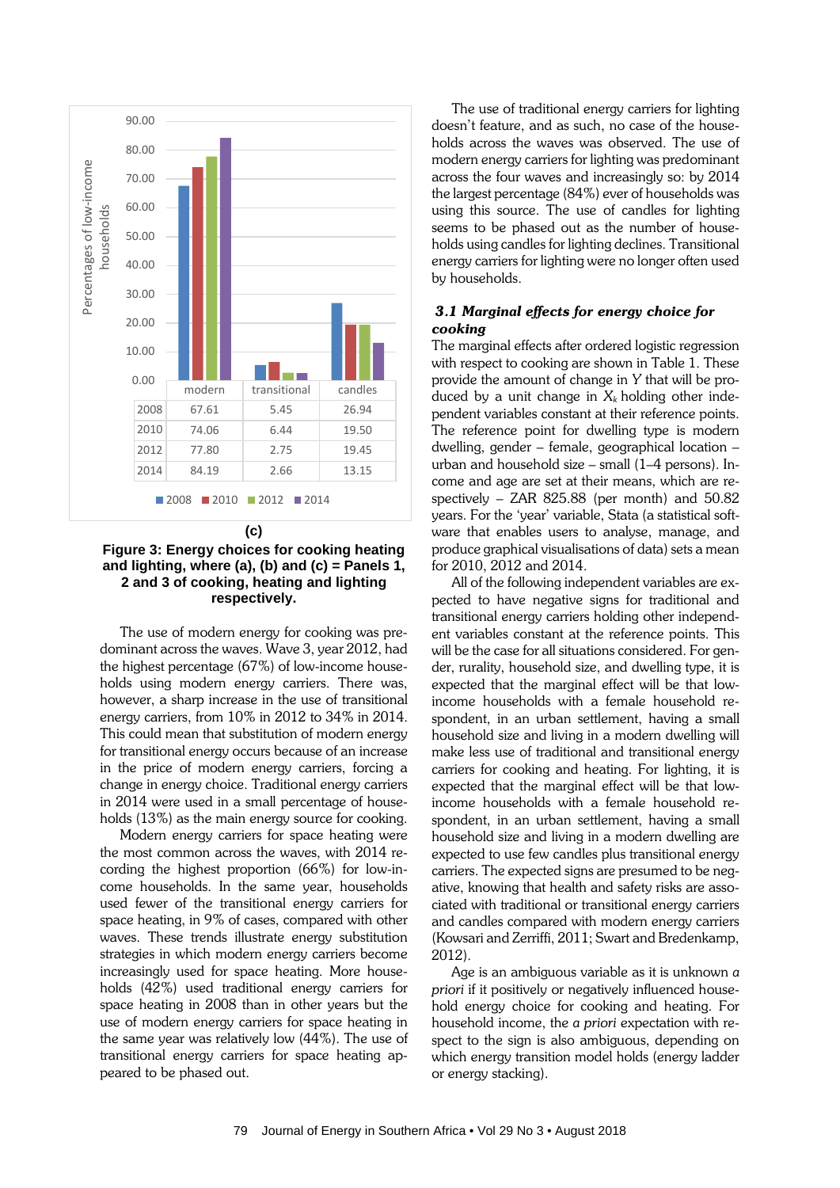| | modern | transitional | candles |
|---|---|---|---|
| 2008 | 67.61 | 5.45 | 26.94 |
| 2010 | 74.06 | 6.44 | 19.50 |
| 2012 | 77.80 | 2.75 | 19.45 |
| 2014 | 84.19 | 2.66 | 13.15 |

**(c)**

**Figure 3: Energy choices for cooking heating and lighting, where (a), (b) and (c) = Panels 1, 2 and 3 of cooking, heating and lighting respectively.**

The use of modern energy for cooking was predominant across the waves. Wave 3, year 2012, had the highest percentage (67%) of low-income households using modern energy carriers. There was, however, a sharp increase in the use of transitional energy carriers, from 10% in 2012 to 34% in 2014. This could mean that substitution of modern energy for transitional energy occurs because of an increase in the price of modern energy carriers, forcing a change in energy choice. Traditional energy carriers in 2014 were used in a small percentage of households (13%) as the main energy source for cooking.

Modern energy carriers for space heating were the most common across the waves, with 2014 recording the highest proportion (66%) for low-income households. In the same year, households used fewer of the transitional energy carriers for space heating, in 9% of cases, compared with other waves. These trends illustrate energy substitution strategies in which modern energy carriers become increasingly used for space heating. More households (42%) used traditional energy carriers for space heating in 2008 than in other years but the use of modern energy carriers for space heating in the same year was relatively low (44%). The use of transitional energy carriers for space heating appeared to be phased out.

The use of traditional energy carriers for lighting doesn't feature, and as such, no case of the households across the waves was observed. The use of modern energy carriers for lighting was predominant across the four waves and increasingly so: by 2014 the largest percentage (84%) ever of households was using this source. The use of candles for lighting seems to be phased out as the number of households using candles for lighting declines. Transitional energy carriers for lighting were no longer often used by households.

### *3.1 Marginal effects for energy choice for cooking*

The marginal effects after ordered logistic regression with respect to cooking are shown in Table 1. These provide the amount of change in $Y$ that will be produced by a unit change in $X_k$ holding other independent variables constant at their reference points. The reference point for dwelling type is modern dwelling, gender – female, geographical location – urban and household size – small (1–4 persons). Income and age are set at their means, which are respectively – ZAR 825.88 (per month) and 50.82 years. For the 'year' variable, Stata (a statistical software that enables users to analyse, manage, and produce graphical visualisations of data) sets a mean for 2010, 2012 and 2014.

All of the following independent variables are expected to have negative signs for traditional and transitional energy carriers holding other independent variables constant at the reference points. This will be the case for all situations considered. For gender, rurality, household size, and dwelling type, it is expected that the marginal effect will be that low-income households with a female household respondent, in an urban settlement, having a small household size and living in a modern dwelling will make less use of traditional and transitional energy carriers for cooking and heating. For lighting, it is expected that the marginal effect will be that low-income households with a female household respondent, in an urban settlement, having a small household size and living in a modern dwelling are expected to use few candles plus transitional energy carriers. The expected signs are presumed to be negative, knowing that health and safety risks are associated with traditional or transitional energy carriers and candles compared with modern energy carriers (Kowsari and Zerriffi, 2011; Swart and Bredenkamp, 2012).

Age is an ambiguous variable as it is unknown *a priori* if it positively or negatively influenced household energy choice for cooking and heating. For household income, the *a priori* expectation with respect to the sign is also ambiguous, depending on which energy transition model holds (energy ladder or energy stacking).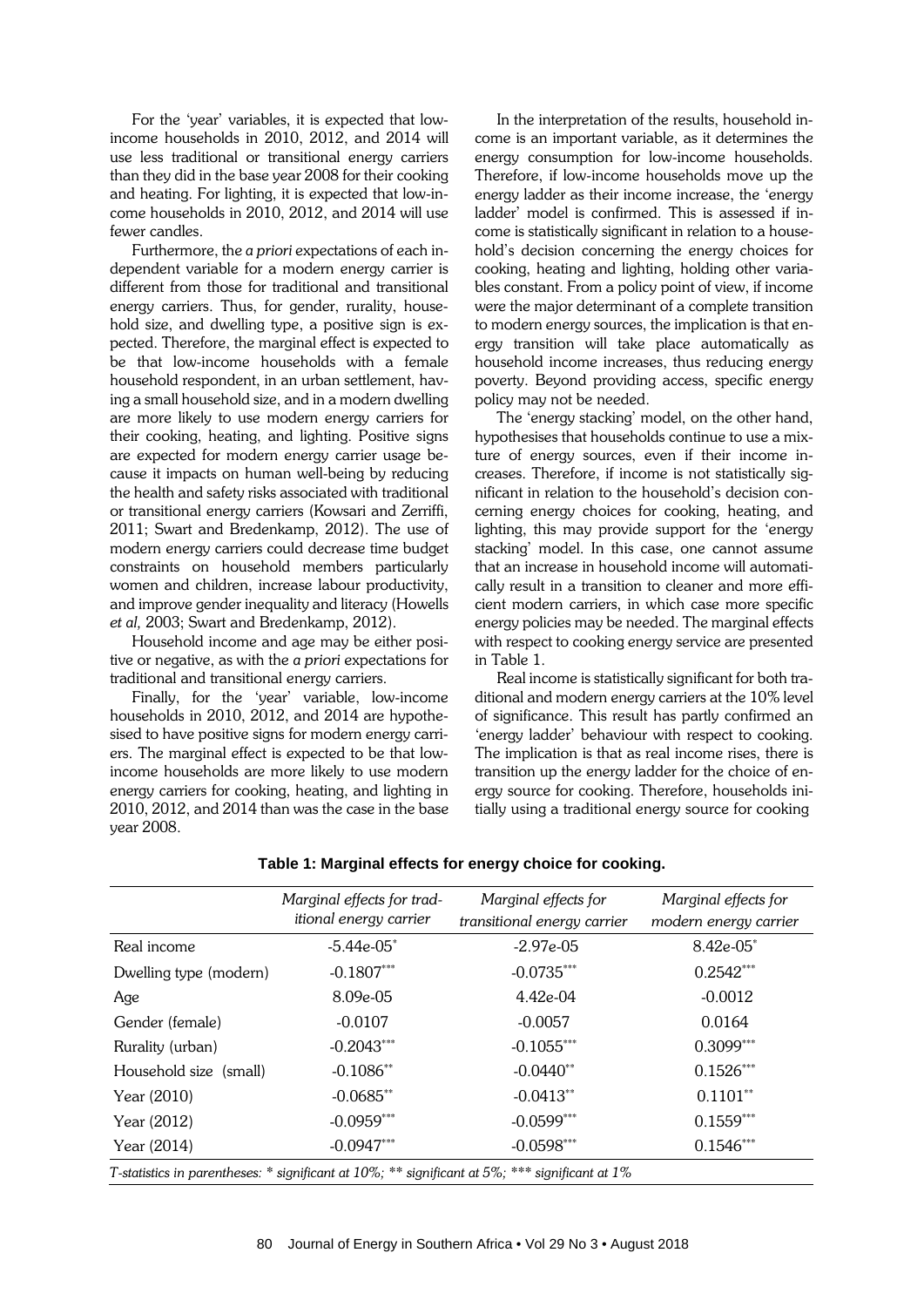For the 'year' variables, it is expected that low-income households in 2010, 2012, and 2014 will use less traditional or transitional energy carriers than they did in the base year 2008 for their cooking and heating. For lighting, it is expected that low-income households in 2010, 2012, and 2014 will use fewer candles.

Furthermore, the *a priori* expectations of each independent variable for a modern energy carrier is different from those for traditional and transitional energy carriers. Thus, for gender, rurality, household size, and dwelling type, a positive sign is expected. Therefore, the marginal effect is expected to be that low-income households with a female household respondent, in an urban settlement, having a small household size, and in a modern dwelling are more likely to use modern energy carriers for their cooking, heating, and lighting. Positive signs are expected for modern energy carrier usage because it impacts on human well-being by reducing the health and safety risks associated with traditional or transitional energy carriers (Kowsari and Zerriffi, 2011; Swart and Bredenkamp, 2012). The use of modern energy carriers could decrease time budget constraints on household members particularly women and children, increase labour productivity, and improve gender inequality and literacy (Howells *et al,* 2003; Swart and Bredenkamp, 2012).

Household income and age may be either positive or negative, as with the *a priori* expectations for traditional and transitional energy carriers.

Finally, for the 'year' variable, low-income households in 2010, 2012, and 2014 are hypothesised to have positive signs for modern energy carriers. The marginal effect is expected to be that low-income households are more likely to use modern energy carriers for cooking, heating, and lighting in 2010, 2012, and 2014 than was the case in the base year 2008.

In the interpretation of the results, household income is an important variable, as it determines the energy consumption for low-income households. Therefore, if low-income households move up the energy ladder as their income increase, the 'energy ladder' model is confirmed. This is assessed if income is statistically significant in relation to a household's decision concerning the energy choices for cooking, heating and lighting, holding other variables constant. From a policy point of view, if income were the major determinant of a complete transition to modern energy sources, the implication is that energy transition will take place automatically as household income increases, thus reducing energy poverty. Beyond providing access, specific energy policy may not be needed.

The 'energy stacking' model, on the other hand, hypothesises that households continue to use a mixture of energy sources, even if their income increases. Therefore, if income is not statistically significant in relation to the household's decision concerning energy choices for cooking, heating, and lighting, this may provide support for the 'energy stacking' model. In this case, one cannot assume that an increase in household income will automatically result in a transition to cleaner and more efficient modern carriers, in which case more specific energy policies may be needed. The marginal effects with respect to cooking energy service are presented in Table 1.

Real income is statistically significant for both traditional and modern energy carriers at the 10% level of significance. This result has partly confirmed an 'energy ladder' behaviour with respect to cooking. The implication is that as real income rises, there is transition up the energy ladder for the choice of energy source for cooking. Therefore, households initially using a traditional energy source for cooking

**Table 1: Marginal effects for energy choice for cooking.**

| | *Marginal effects for traditional energy carrier* | *Marginal effects for transitional energy carrier* | *Marginal effects for modern energy carrier* |
|---|---|---|---|
| Real income | -5.44e-05* | -2.97e-05 | 8.42e-05* |
| Dwelling type (modern) | -0.1807*** | -0.0735*** | 0.2542*** |
| Age | 8.09e-05 | 4.42e-04 | -0.0012 |
| Gender (female) | -0.0107 | -0.0057 | 0.0164 |
| Rurality (urban) | -0.2043*** | -0.1055*** | 0.3099*** |
| Household size (small) | -0.1086** | -0.0440** | 0.1526*** |
| Year (2010) | -0.0685** | -0.0413** | 0.1101** |
| Year (2012) | -0.0959*** | -0.0599*** | 0.1559*** |
| Year (2014) | -0.0947*** | -0.0598*** | 0.1546*** |

*T-statistics in parentheses: * significant at 10%; ** significant at 5%; *** significant at 1%*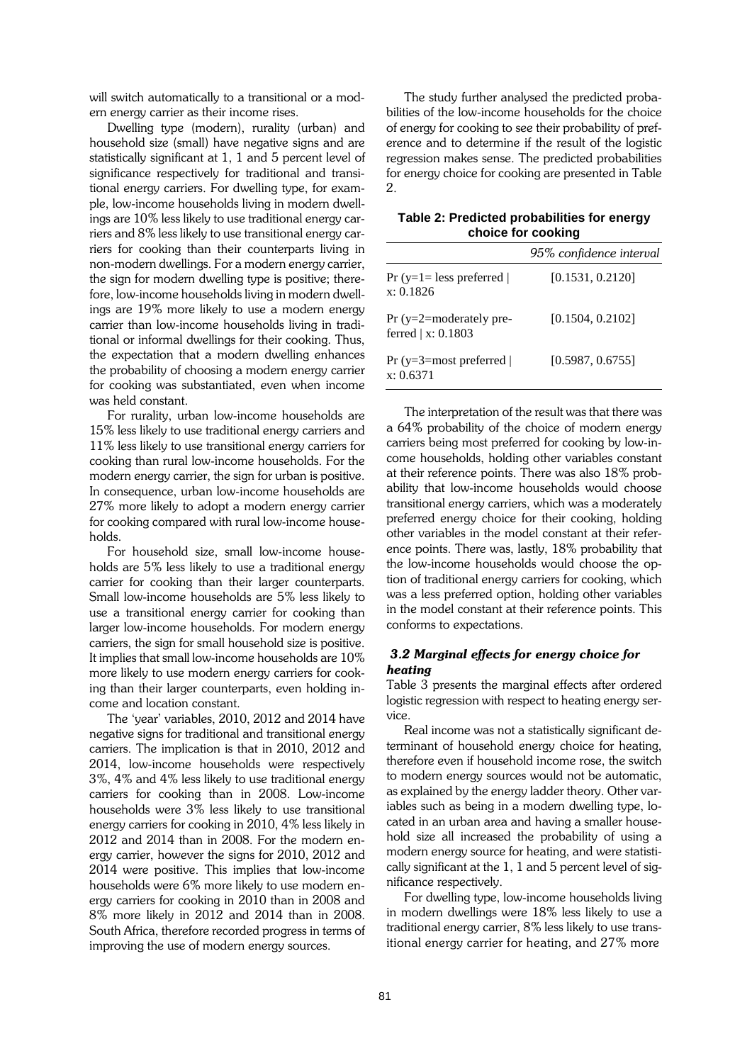will switch automatically to a transitional or a modern energy carrier as their income rises.

Dwelling type (modern), rurality (urban) and household size (small) have negative signs and are statistically significant at 1, 1 and 5 percent level of significance respectively for traditional and transitional energy carriers. For dwelling type, for example, low-income households living in modern dwellings are 10% less likely to use traditional energy carriers and 8% less likely to use transitional energy carriers for cooking than their counterparts living in non-modern dwellings. For a modern energy carrier, the sign for modern dwelling type is positive; therefore, low-income households living in modern dwellings are 19% more likely to use a modern energy carrier than low-income households living in traditional or informal dwellings for their cooking. Thus, the expectation that a modern dwelling enhances the probability of choosing a modern energy carrier for cooking was substantiated, even when income was held constant.

For rurality, urban low-income households are 15% less likely to use traditional energy carriers and 11% less likely to use transitional energy carriers for cooking than rural low-income households. For the modern energy carrier, the sign for urban is positive. In consequence, urban low-income households are 27% more likely to adopt a modern energy carrier for cooking compared with rural low-income households.

For household size, small low-income households are 5% less likely to use a traditional energy carrier for cooking than their larger counterparts. Small low-income households are 5% less likely to use a transitional energy carrier for cooking than larger low-income households. For modern energy carriers, the sign for small household size is positive. It implies that small low-income households are 10% more likely to use modern energy carriers for cooking than their larger counterparts, even holding income and location constant.

The 'year' variables, 2010, 2012 and 2014 have negative signs for traditional and transitional energy carriers. The implication is that in 2010, 2012 and 2014, low-income households were respectively 3%, 4% and 4% less likely to use traditional energy carriers for cooking than in 2008. Low-income households were 3% less likely to use transitional energy carriers for cooking in 2010, 4% less likely in 2012 and 2014 than in 2008. For the modern energy carrier, however the signs for 2010, 2012 and 2014 were positive. This implies that low-income households were 6% more likely to use modern energy carriers for cooking in 2010 than in 2008 and 8% more likely in 2012 and 2014 than in 2008. South Africa, therefore recorded progress in terms of improving the use of modern energy sources.

The study further analysed the predicted probabilities of the low-income households for the choice of energy for cooking to see their probability of preference and to determine if the result of the logistic regression makes sense. The predicted probabilities for energy choice for cooking are presented in Table 2.

**Table 2: Predicted probabilities for energy choice for cooking**

| | *95% confidence interval* |
|---|---|
| Pr (y=1= less preferred \| x: 0.1826 | [0.1531, 0.2120] |
| Pr (y=2=moderately preferred \| x: 0.1803 | [0.1504, 0.2102] |
| Pr (y=3=most preferred \| x: 0.6371 | [0.5987, 0.6755] |

The interpretation of the result was that there was a 64% probability of the choice of modern energy carriers being most preferred for cooking by low-income households, holding other variables constant at their reference points. There was also 18% probability that low-income households would choose transitional energy carriers, which was a moderately preferred energy choice for their cooking, holding other variables in the model constant at their reference points. There was, lastly, 18% probability that the low-income households would choose the option of traditional energy carriers for cooking, which was a less preferred option, holding other variables in the model constant at their reference points. This conforms to expectations.

### *3.2 Marginal effects for energy choice for heating*

Table 3 presents the marginal effects after ordered logistic regression with respect to heating energy service.

Real income was not a statistically significant determinant of household energy choice for heating, therefore even if household income rose, the switch to modern energy sources would not be automatic, as explained by the energy ladder theory. Other variables such as being in a modern dwelling type, located in an urban area and having a smaller household size all increased the probability of using a modern energy source for heating, and were statistically significant at the 1, 1 and 5 percent level of significance respectively.

For dwelling type, low-income households living in modern dwellings were 18% less likely to use a traditional energy carrier, 8% less likely to use transitional energy carrier for heating, and 27% more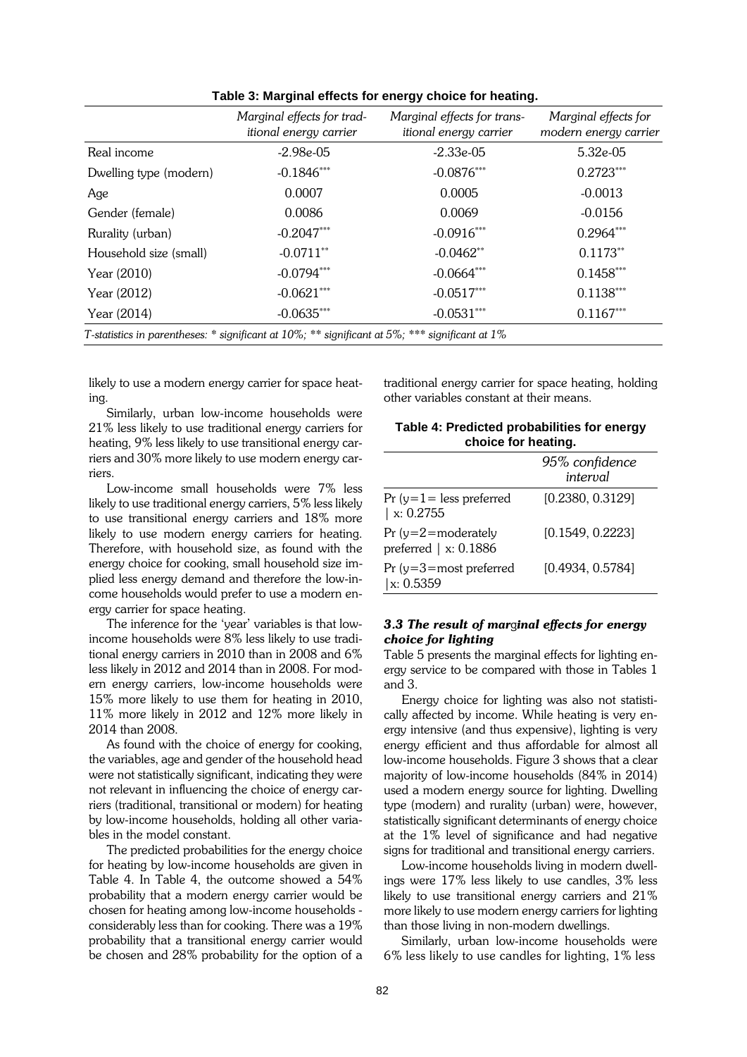**Table 3: Marginal effects for energy choice for heating.**

| | *Marginal effects for traditional energy carrier* | *Marginal effects for transitional energy carrier* | *Marginal effects for modern energy carrier* |
|---|---|---|---|
| Real income | -2.98e-05 | -2.33e-05 | 5.32e-05 |
| Dwelling type (modern) | -0.1846*** | -0.0876*** | 0.2723*** |
| Age | 0.0007 | 0.0005 | -0.0013 |
| Gender (female) | 0.0086 | 0.0069 | -0.0156 |
| Rurality (urban) | -0.2047*** | -0.0916*** | 0.2964*** |
| Household size (small) | -0.0711** | -0.0462** | 0.1173** |
| Year (2010) | -0.0794*** | -0.0664*** | 0.1458*** |
| Year (2012) | -0.0621*** | -0.0517*** | 0.1138*** |
| Year (2014) | -0.0635*** | -0.0531*** | 0.1167*** |

*T-statistics in parentheses: * significant at 10%; ** significant at 5%; *** significant at 1%*

likely to use a modern energy carrier for space heating.

Similarly, urban low-income households were 21% less likely to use traditional energy carriers for heating, 9% less likely to use transitional energy carriers and 30% more likely to use modern energy carriers.

Low-income small households were 7% less likely to use traditional energy carriers, 5% less likely to use transitional energy carriers and 18% more likely to use modern energy carriers for heating. Therefore, with household size, as found with the energy choice for cooking, small household size implied less energy demand and therefore the low-income households would prefer to use a modern energy carrier for space heating.

The inference for the 'year' variables is that low-income households were 8% less likely to use traditional energy carriers in 2010 than in 2008 and 6% less likely in 2012 and 2014 than in 2008. For modern energy carriers, low-income households were 15% more likely to use them for heating in 2010, 11% more likely in 2012 and 12% more likely in 2014 than 2008.

As found with the choice of energy for cooking, the variables, age and gender of the household head were not statistically significant, indicating they were not relevant in influencing the choice of energy carriers (traditional, transitional or modern) for heating by low-income households, holding all other variables in the model constant.

The predicted probabilities for the energy choice for heating by low-income households are given in Table 4. In Table 4, the outcome showed a 54% probability that a modern energy carrier would be chosen for heating among low-income households - considerably less than for cooking. There was a 19% probability that a transitional energy carrier would be chosen and 28% probability for the option of a traditional energy carrier for space heating, holding other variables constant at their means.

**Table 4: Predicted probabilities for energy choice for heating.**

| | *95% confidence interval* |
|---|---|
| Pr (y=1= less preferred \| x: 0.2755 | [0.2380, 0.3129] |
| Pr (y=2=moderately preferred \| x: 0.1886 | [0.1549, 0.2223] |
| Pr (y=3=most preferred \|x: 0.5359 | [0.4934, 0.5784] |

### *3.3 The result of marginal effects for energy choice for lighting*

Table 5 presents the marginal effects for lighting energy service to be compared with those in Tables 1 and 3.

Energy choice for lighting was also not statistically affected by income. While heating is very energy intensive (and thus expensive), lighting is very energy efficient and thus affordable for almost all low-income households. Figure 3 shows that a clear majority of low-income households (84% in 2014) used a modern energy source for lighting. Dwelling type (modern) and rurality (urban) were, however, statistically significant determinants of energy choice at the 1% level of significance and had negative signs for traditional and transitional energy carriers.

Low-income households living in modern dwellings were 17% less likely to use candles, 3% less likely to use transitional energy carriers and 21% more likely to use modern energy carriers for lighting than those living in non-modern dwellings.

Similarly, urban low-income households were 6% less likely to use candles for lighting, 1% less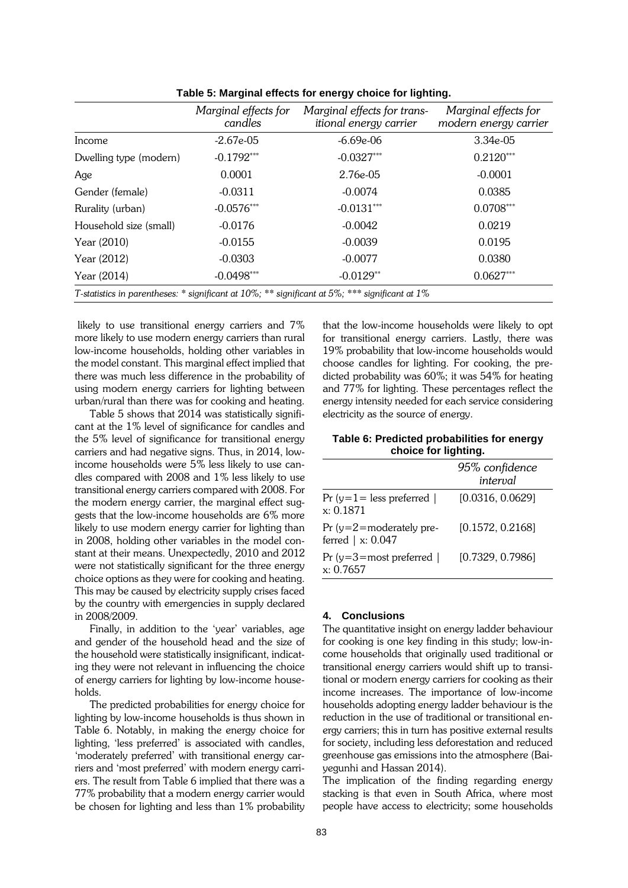**Table 5: Marginal effects for energy choice for lighting.**

| | *Marginal effects for candles* | *Marginal effects for transitional energy carrier* | *Marginal effects for modern energy carrier* |
|---|---|---|---|
| Income | -2.67e-05 | -6.69e-06 | 3.34e-05 |
| Dwelling type (modern) | -0.1792*** | -0.0327*** | 0.2120*** |
| Age | 0.0001 | 2.76e-05 | -0.0001 |
| Gender (female) | -0.0311 | -0.0074 | 0.0385 |
| Rurality (urban) | -0.0576*** | -0.0131*** | 0.0708*** |
| Household size (small) | -0.0176 | -0.0042 | 0.0219 |
| Year (2010) | -0.0155 | -0.0039 | 0.0195 |
| Year (2012) | -0.0303 | -0.0077 | 0.0380 |
| Year (2014) | -0.0498*** | -0.0129** | 0.0627*** |

*T-statistics in parentheses: * significant at 10%; ** significant at 5%; *** significant at 1%*

likely to use transitional energy carriers and 7% more likely to use modern energy carriers than rural low-income households, holding other variables in the model constant. This marginal effect implied that there was much less difference in the probability of using modern energy carriers for lighting between urban/rural than there was for cooking and heating.

Table 5 shows that 2014 was statistically significant at the 1% level of significance for candles and the 5% level of significance for transitional energy carriers and had negative signs. Thus, in 2014, low-income households were 5% less likely to use candles compared with 2008 and 1% less likely to use transitional energy carriers compared with 2008. For the modern energy carrier, the marginal effect suggests that the low-income households are 6% more likely to use modern energy carrier for lighting than in 2008, holding other variables in the model constant at their means. Unexpectedly, 2010 and 2012 were not statistically significant for the three energy choice options as they were for cooking and heating. This may be caused by electricity supply crises faced by the country with emergencies in supply declared in 2008/2009.

Finally, in addition to the 'year' variables, age and gender of the household head and the size of the household were statistically insignificant, indicating they were not relevant in influencing the choice of energy carriers for lighting by low-income households.

The predicted probabilities for energy choice for lighting by low-income households is thus shown in Table 6. Notably, in making the energy choice for lighting, 'less preferred' is associated with candles, 'moderately preferred' with transitional energy carriers and 'most preferred' with modern energy carriers. The result from Table 6 implied that there was a 77% probability that a modern energy carrier would be chosen for lighting and less than 1% probability that the low-income households were likely to opt for transitional energy carriers. Lastly, there was 19% probability that low-income households would choose candles for lighting. For cooking, the predicted probability was 60%; it was 54% for heating and 77% for lighting. These percentages reflect the energy intensity needed for each service considering electricity as the source of energy.

**Table 6: Predicted probabilities for energy choice for lighting.**

| | *95% confidence interval* |
|---|---|
| Pr (y=1= less preferred \| x: 0.1871 | [0.0316, 0.0629] |
| Pr (y=2=moderately preferred \| x: 0.047 | [0.1572, 0.2168] |
| Pr (y=3=most preferred \| x: 0.7657 | [0.7329, 0.7986] |

## 4. Conclusions

The quantitative insight on energy ladder behaviour for cooking is one key finding in this study; low-income households that originally used traditional or transitional energy carriers would shift up to transitional or modern energy carriers for cooking as their income increases. The importance of low-income households adopting energy ladder behaviour is the reduction in the use of traditional or transitional energy carriers; this in turn has positive external results for society, including less deforestation and reduced greenhouse gas emissions into the atmosphere (Baiyegunhi and Hassan 2014).

The implication of the finding regarding energy stacking is that even in South Africa, where most people have access to electricity; some households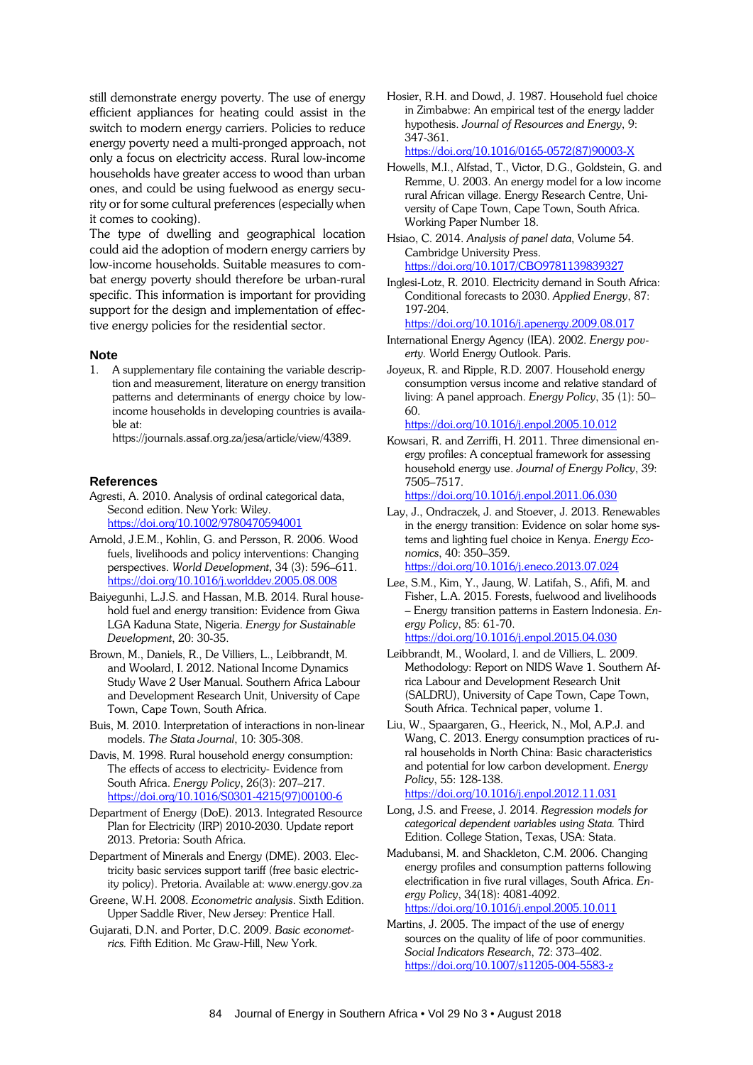still demonstrate energy poverty. The use of energy efficient appliances for heating could assist in the switch to modern energy carriers. Policies to reduce energy poverty need a multi-pronged approach, not only a focus on electricity access. Rural low-income households have greater access to wood than urban ones, and could be using fuelwood as energy security or for some cultural preferences (especially when it comes to cooking).

The type of dwelling and geographical location could aid the adoption of modern energy carriers by low-income households. Suitable measures to combat energy poverty should therefore be urban-rural specific. This information is important for providing support for the design and implementation of effective energy policies for the residential sector.

## Note

1. A supplementary file containing the variable description and measurement, literature on energy transition patterns and determinants of energy choice by low-income households in developing countries is available at: https://journals.assaf.org.za/jesa/article/view/4389.

## References

Agresti, A. 2010. Analysis of ordinal categorical data, Second edition. New York: Wiley. https://doi.org/10.1002/9780470594001

Arnold, J.E.M., Kohlin, G. and Persson, R. 2006. Wood fuels, livelihoods and policy interventions: Changing perspectives. *World Development*, 34 (3): 596–611. https://doi.org/10.1016/j.worlddev.2005.08.008

Baiyegunhi, L.J.S. and Hassan, M.B. 2014. Rural household fuel and energy transition: Evidence from Giwa LGA Kaduna State, Nigeria. *Energy for Sustainable Development*, 20: 30-35.

Brown, M., Daniels, R., De Villiers, L., Leibbrandt, M. and Woolard, I. 2012. National Income Dynamics Study Wave 2 User Manual. Southern Africa Labour and Development Research Unit, University of Cape Town, Cape Town, South Africa.

Buis, M. 2010. Interpretation of interactions in non-linear models. *The Stata Journal*, 10: 305-308.

Davis, M. 1998. Rural household energy consumption: The effects of access to electricity- Evidence from South Africa. *Energy Policy*, 26(3): 207–217. https://doi.org/10.1016/S0301-4215(97)00100-6

Department of Energy (DoE). 2013. Integrated Resource Plan for Electricity (IRP) 2010-2030. Update report 2013. Pretoria: South Africa.

Department of Minerals and Energy (DME). 2003. Electricity basic services support tariff (free basic electricity policy). Pretoria. Available at: www.energy.gov.za

Greene, W.H. 2008. *Econometric analysis*. Sixth Edition. Upper Saddle River, New Jersey: Prentice Hall.

Gujarati, D.N. and Porter, D.C. 2009. *Basic econometrics.* Fifth Edition. Mc Graw-Hill, New York.

Hosier, R.H. and Dowd, J. 1987. Household fuel choice in Zimbabwe: An empirical test of the energy ladder hypothesis. *Journal of Resources and Energy*, 9: 347-361. https://doi.org/10.1016/0165-0572(87)90003-X

Howells, M.I., Alfstad, T., Victor, D.G., Goldstein, G. and Remme, U. 2003. An energy model for a low income rural African village. Energy Research Centre, University of Cape Town, Cape Town, South Africa. Working Paper Number 18.

Hsiao, C. 2014. *Analysis of panel data*, Volume 54. Cambridge University Press. https://doi.org/10.1017/CBO9781139839327

Inglesi-Lotz, R. 2010. Electricity demand in South Africa: Conditional forecasts to 2030. *Applied Energy*, 87: 197-204. https://doi.org/10.1016/j.apenergy.2009.08.017

International Energy Agency (IEA). 2002. *Energy poverty*. World Energy Outlook. Paris.

Joyeux, R. and Ripple, R.D. 2007. Household energy consumption versus income and relative standard of living: A panel approach. *Energy Policy*, 35 (1): 50–60. https://doi.org/10.1016/j.enpol.2005.10.012

Kowsari, R. and Zerriffi, H. 2011. Three dimensional energy profiles: A conceptual framework for assessing household energy use. *Journal of Energy Policy*, 39: 7505–7517. https://doi.org/10.1016/j.enpol.2011.06.030

Lay, J., Ondraczek, J. and Stoever, J. 2013. Renewables in the energy transition: Evidence on solar home systems and lighting fuel choice in Kenya. *Energy Economics*, 40: 350–359. https://doi.org/10.1016/j.eneco.2013.07.024

Lee, S.M., Kim, Y., Jaung, W. Latifah, S., Afifi, M. and Fisher, L.A. 2015. Forests, fuelwood and livelihoods – Energy transition patterns in Eastern Indonesia. *Energy Policy*, 85: 61-70. https://doi.org/10.1016/j.enpol.2015.04.030

Leibbrandt, M., Woolard, I. and de Villiers, L. 2009. Methodology: Report on NIDS Wave 1. Southern Africa Labour and Development Research Unit (SALDRU), University of Cape Town, Cape Town, South Africa. Technical paper, volume 1.

Liu, W., Spaargaren, G., Heerick, N., Mol, A.P.J. and Wang, C. 2013. Energy consumption practices of rural households in North China: Basic characteristics and potential for low carbon development. *Energy Policy*, 55: 128-138. https://doi.org/10.1016/j.enpol.2012.11.031

Long, J.S. and Freese, J. 2014. *Regression models for categorical dependent variables using Stata.* Third Edition. College Station, Texas, USA: Stata.

Madubansi, M. and Shackleton, C.M. 2006. Changing energy profiles and consumption patterns following electrification in five rural villages, South Africa. *Energy Policy*, 34(18): 4081-4092. https://doi.org/10.1016/j.enpol.2005.10.011

Martins, J. 2005. The impact of the use of energy sources on the quality of life of poor communities. *Social Indicators Research*, 72: 373–402. https://doi.org/10.1007/s11205-004-5583-z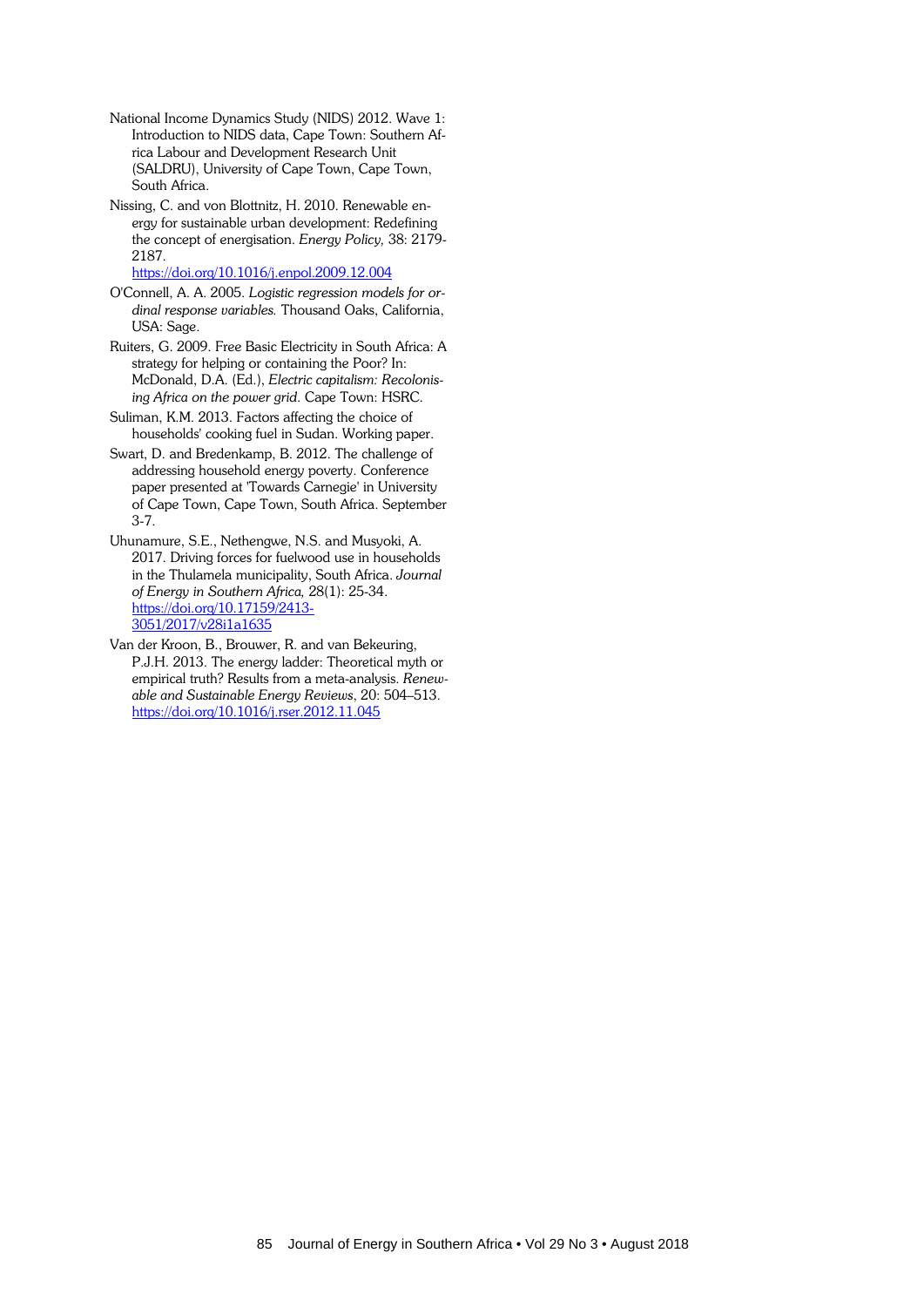National Income Dynamics Study (NIDS) 2012. Wave 1: Introduction to NIDS data, Cape Town: Southern Africa Labour and Development Research Unit (SALDRU), University of Cape Town, Cape Town, South Africa.

Nissing, C. and von Blottnitz, H. 2010. Renewable energy for sustainable urban development: Redefining the concept of energisation. *Energy Policy,* 38: 2179-2187. https://doi.org/10.1016/j.enpol.2009.12.004

O'Connell, A. A. 2005. *Logistic regression models for ordinal response variables.* Thousand Oaks, California, USA: Sage.

Ruiters, G. 2009. Free Basic Electricity in South Africa: A strategy for helping or containing the Poor? In: McDonald, D.A. (Ed.), *Electric capitalism: Recolonising Africa on the power grid.* Cape Town: HSRC.

Suliman, K.M. 2013. Factors affecting the choice of households' cooking fuel in Sudan. Working paper.

Swart, D. and Bredenkamp, B. 2012. The challenge of addressing household energy poverty. Conference paper presented at 'Towards Carnegie' in University of Cape Town, Cape Town, South Africa. September 3-7.

Uhunamure, S.E., Nethengwe, N.S. and Musyoki, A. 2017. Driving forces for fuelwood use in households in the Thulamela municipality, South Africa. *Journal of Energy in Southern Africa,* 28(1): 25-34. https://doi.org/10.17159/2413-3051/2017/v28i1a1635

Van der Kroon, B., Brouwer, R. and van Bekeuring, P.J.H. 2013. The energy ladder: Theoretical myth or empirical truth? Results from a meta-analysis. *Renewable and Sustainable Energy Reviews*, 20: 504–513. https://doi.org/10.1016/j.rser.2012.11.045